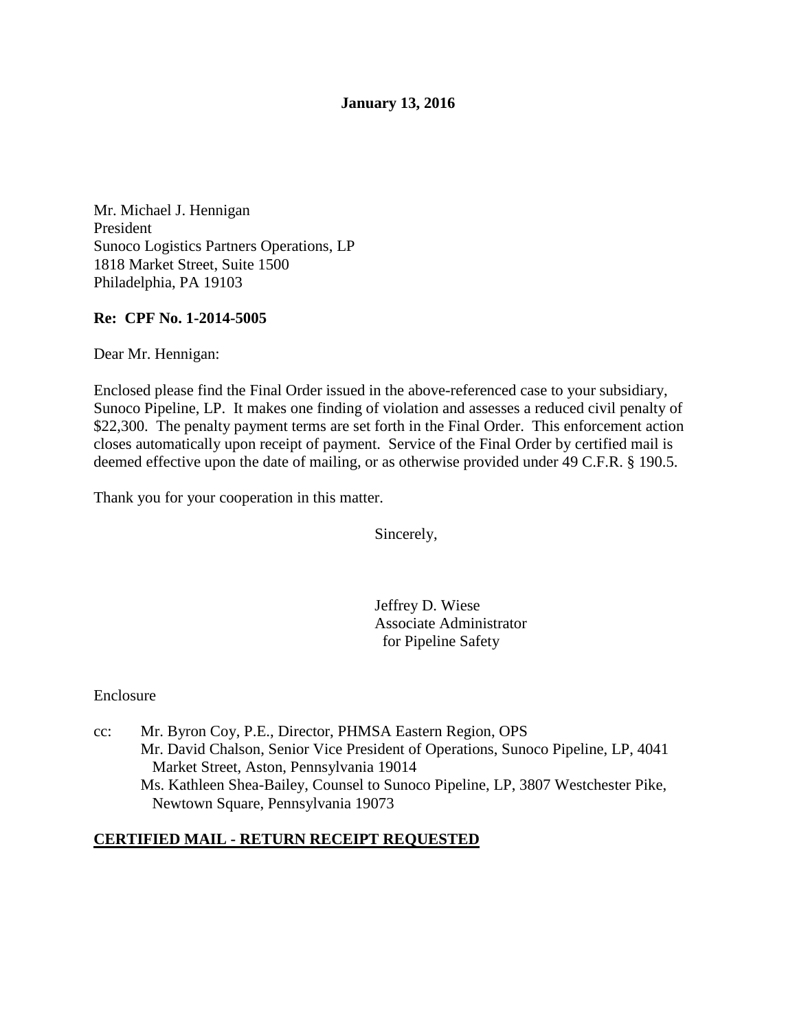**January 13, 2016**

Mr. Michael J. Hennigan  
President  
Sunoco Logistics Partners Operations, LP  
1818 Market Street, Suite 1500  
Philadelphia, PA 19103

**Re: CPF No. 1-2014-5005**

Dear Mr. Hennigan:

Enclosed please find the Final Order issued in the above-referenced case to your subsidiary, Sunoco Pipeline, LP. It makes one finding of violation and assesses a reduced civil penalty of $22,300. The penalty payment terms are set forth in the Final Order. This enforcement action closes automatically upon receipt of payment. Service of the Final Order by certified mail is deemed effective upon the date of mailing, or as otherwise provided under 49 C.F.R. § 190.5.

Thank you for your cooperation in this matter.

Sincerely,

Jeffrey D. Wiese  
Associate Administrator  
for Pipeline Safety

Enclosure

cc: Mr. Byron Coy, P.E., Director, PHMSA Eastern Region, OPS  
Mr. David Chalson, Senior Vice President of Operations, Sunoco Pipeline, LP, 4041 Market Street, Aston, Pennsylvania 19014  
Ms. Kathleen Shea-Bailey, Counsel to Sunoco Pipeline, LP, 3807 Westchester Pike, Newtown Square, Pennsylvania 19073

**CERTIFIED MAIL - RETURN RECEIPT REQUESTED**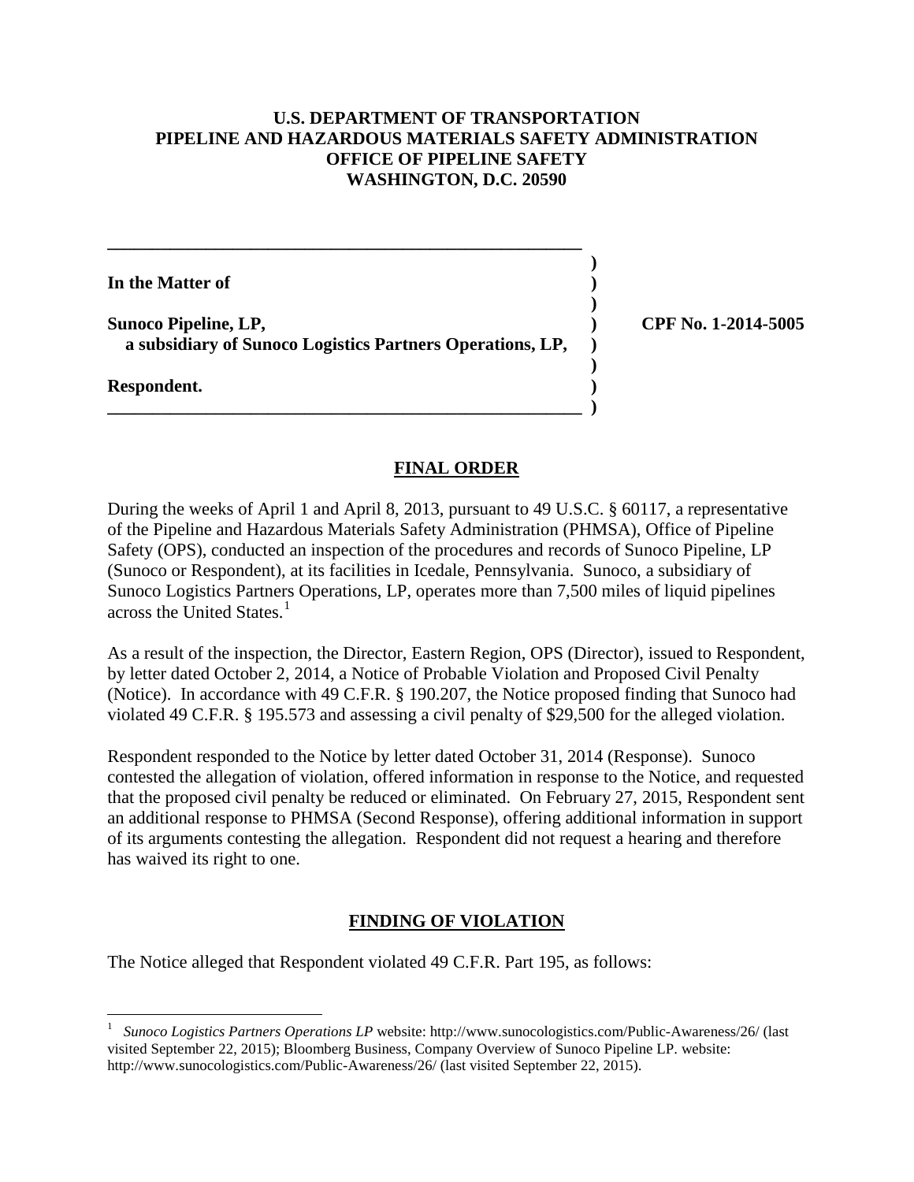**U.S. DEPARTMENT OF TRANSPORTATION**
**PIPELINE AND HAZARDOUS MATERIALS SAFETY ADMINISTRATION**
**OFFICE OF PIPELINE SAFETY**
**WASHINGTON, D.C. 20590**

| | | |
|---|---|---|
| **In the Matter of** | ) | |
| | ) | |
| **Sunoco Pipeline, LP,** | ) | **CPF No. 1-2014-5005** |
| **a subsidiary of Sunoco Logistics Partners Operations, LP,** | ) | |
| | ) | |
| **Respondent.** | ) | |

## FINAL ORDER

During the weeks of April 1 and April 8, 2013, pursuant to 49 U.S.C. § 60117, a representative of the Pipeline and Hazardous Materials Safety Administration (PHMSA), Office of Pipeline Safety (OPS), conducted an inspection of the procedures and records of Sunoco Pipeline, LP (Sunoco or Respondent), at its facilities in Icedale, Pennsylvania. Sunoco, a subsidiary of Sunoco Logistics Partners Operations, LP, operates more than 7,500 miles of liquid pipelines across the United States.[1]

As a result of the inspection, the Director, Eastern Region, OPS (Director), issued to Respondent, by letter dated October 2, 2014, a Notice of Probable Violation and Proposed Civil Penalty (Notice). In accordance with 49 C.F.R. § 190.207, the Notice proposed finding that Sunoco had violated 49 C.F.R. § 195.573 and assessing a civil penalty of $29,500 for the alleged violation.

Respondent responded to the Notice by letter dated October 31, 2014 (Response). Sunoco contested the allegation of violation, offered information in response to the Notice, and requested that the proposed civil penalty be reduced or eliminated. On February 27, 2015, Respondent sent an additional response to PHMSA (Second Response), offering additional information in support of its arguments contesting the allegation. Respondent did not request a hearing and therefore has waived its right to one.

## FINDING OF VIOLATION

The Notice alleged that Respondent violated 49 C.F.R. Part 195, as follows:

[1] *Sunoco Logistics Partners Operations LP* website: http://www.sunocologistics.com/Public-Awareness/26/ (last visited September 22, 2015); Bloomberg Business, Company Overview of Sunoco Pipeline LP. website: http://www.sunocologistics.com/Public-Awareness/26/ (last visited September 22, 2015).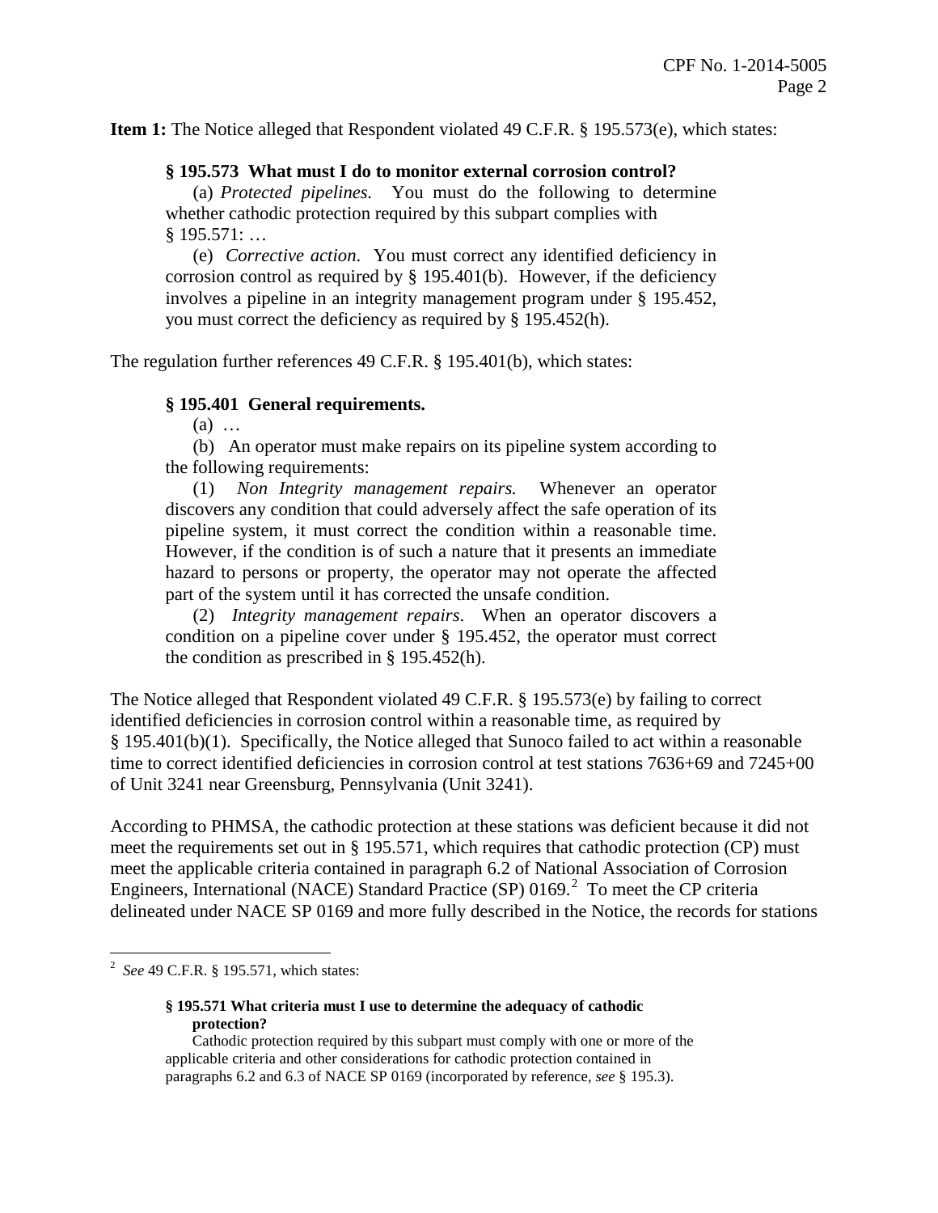**Item 1:** The Notice alleged that Respondent violated 49 C.F.R. § 195.573(e), which states:

> **§ 195.573 What must I do to monitor external corrosion control?**
>
> (a) *Protected pipelines.* You must do the following to determine whether cathodic protection required by this subpart complies with § 195.571: …
>
> (e) *Corrective action.* You must correct any identified deficiency in corrosion control as required by § 195.401(b). However, if the deficiency involves a pipeline in an integrity management program under § 195.452, you must correct the deficiency as required by § 195.452(h).

The regulation further references 49 C.F.R. § 195.401(b), which states:

> **§ 195.401 General requirements.**
>
> (a) …
>
> (b) An operator must make repairs on its pipeline system according to the following requirements:
>
> (1) *Non Integrity management repairs.* Whenever an operator discovers any condition that could adversely affect the safe operation of its pipeline system, it must correct the condition within a reasonable time. However, if the condition is of such a nature that it presents an immediate hazard to persons or property, the operator may not operate the affected part of the system until it has corrected the unsafe condition.
>
> (2) *Integrity management repairs.* When an operator discovers a condition on a pipeline cover under § 195.452, the operator must correct the condition as prescribed in § 195.452(h).

The Notice alleged that Respondent violated 49 C.F.R. § 195.573(e) by failing to correct identified deficiencies in corrosion control within a reasonable time, as required by § 195.401(b)(1). Specifically, the Notice alleged that Sunoco failed to act within a reasonable time to correct identified deficiencies in corrosion control at test stations 7636+69 and 7245+00 of Unit 3241 near Greensburg, Pennsylvania (Unit 3241).

According to PHMSA, the cathodic protection at these stations was deficient because it did not meet the requirements set out in § 195.571, which requires that cathodic protection (CP) must meet the applicable criteria contained in paragraph 6.2 of National Association of Corrosion Engineers, International (NACE) Standard Practice (SP) 0169.[2] To meet the CP criteria delineated under NACE SP 0169 and more fully described in the Notice, the records for stations

---

[2] *See* 49 C.F.R. § 195.571, which states:

> **§ 195.571 What criteria must I use to determine the adequacy of cathodic protection?**
>
> Cathodic protection required by this subpart must comply with one or more of the applicable criteria and other considerations for cathodic protection contained in paragraphs 6.2 and 6.3 of NACE SP 0169 (incorporated by reference, *see* § 195.3).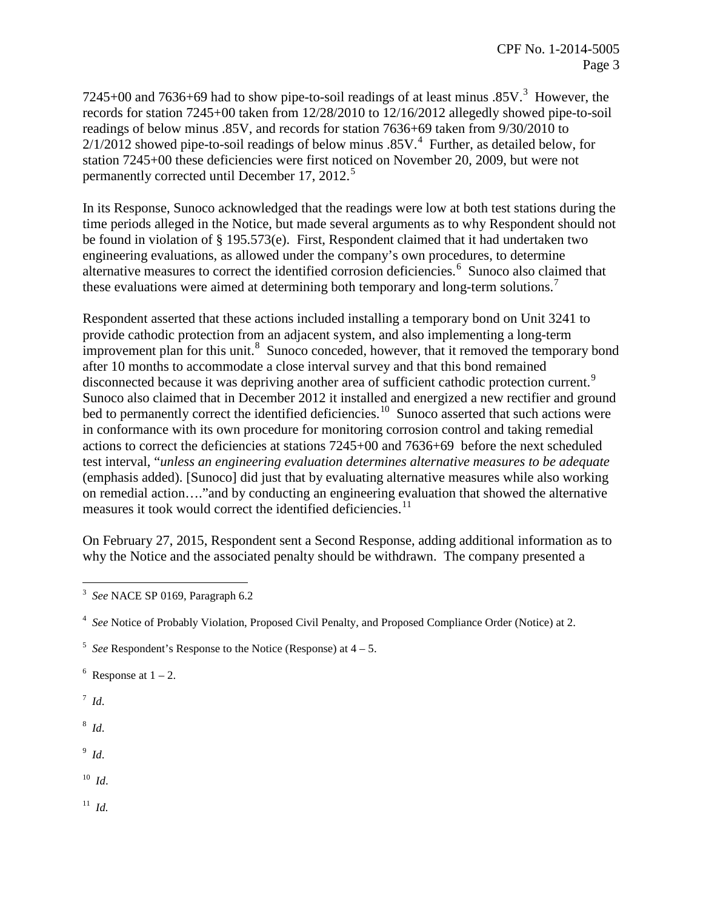7245+00 and 7636+69 had to show pipe-to-soil readings of at least minus .85V.[3] However, the records for station 7245+00 taken from 12/28/2010 to 12/16/2012 allegedly showed pipe-to-soil readings of below minus .85V, and records for station 7636+69 taken from 9/30/2010 to 2/1/2012 showed pipe-to-soil readings of below minus .85V.[4] Further, as detailed below, for station 7245+00 these deficiencies were first noticed on November 20, 2009, but were not permanently corrected until December 17, 2012.[5]

In its Response, Sunoco acknowledged that the readings were low at both test stations during the time periods alleged in the Notice, but made several arguments as to why Respondent should not be found in violation of § 195.573(e). First, Respondent claimed that it had undertaken two engineering evaluations, as allowed under the company's own procedures, to determine alternative measures to correct the identified corrosion deficiencies.[6] Sunoco also claimed that these evaluations were aimed at determining both temporary and long-term solutions.[7]

Respondent asserted that these actions included installing a temporary bond on Unit 3241 to provide cathodic protection from an adjacent system, and also implementing a long-term improvement plan for this unit.[8] Sunoco conceded, however, that it removed the temporary bond after 10 months to accommodate a close interval survey and that this bond remained disconnected because it was depriving another area of sufficient cathodic protection current.[9] Sunoco also claimed that in December 2012 it installed and energized a new rectifier and ground bed to permanently correct the identified deficiencies.[10] Sunoco asserted that such actions were in conformance with its own procedure for monitoring corrosion control and taking remedial actions to correct the deficiencies at stations 7245+00 and 7636+69 before the next scheduled test interval, "*unless an engineering evaluation determines alternative measures to be adequate* (emphasis added). [Sunoco] did just that by evaluating alternative measures while also working on remedial action…."and by conducting an engineering evaluation that showed the alternative measures it took would correct the identified deficiencies.[11]

On February 27, 2015, Respondent sent a Second Response, adding additional information as to why the Notice and the associated penalty should be withdrawn. The company presented a

---

[3] *See* NACE SP 0169, Paragraph 6.2

[4] *See* Notice of Probably Violation, Proposed Civil Penalty, and Proposed Compliance Order (Notice) at 2.

[5] *See* Respondent's Response to the Notice (Response) at 4 – 5.

[6] Response at 1 – 2.

[7] *Id*.

[8] *Id*.

[9] *Id*.

[10] *Id*.

[11] *Id.*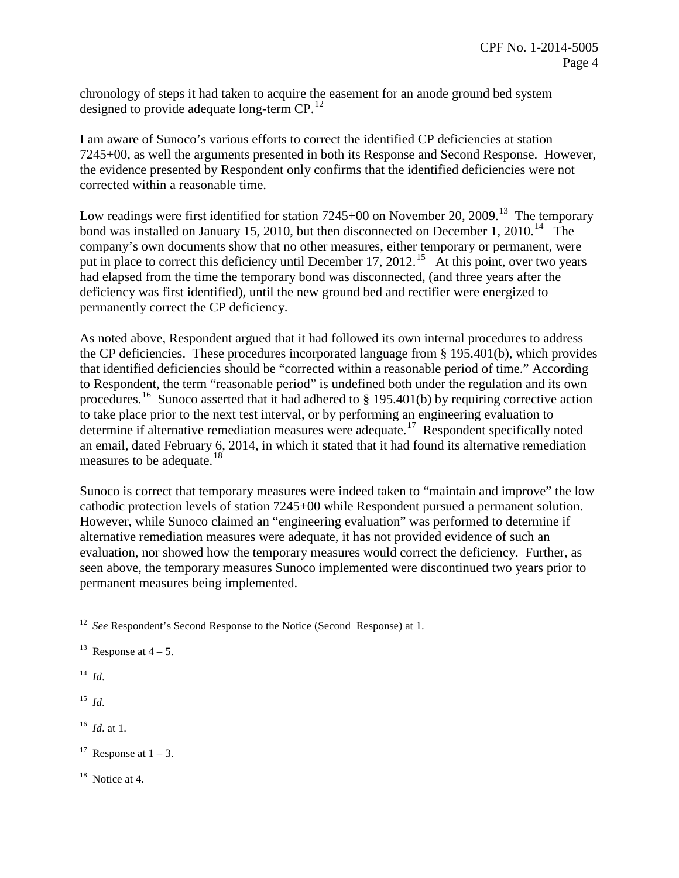chronology of steps it had taken to acquire the easement for an anode ground bed system designed to provide adequate long-term CP.[12]

I am aware of Sunoco's various efforts to correct the identified CP deficiencies at station 7245+00, as well the arguments presented in both its Response and Second Response. However, the evidence presented by Respondent only confirms that the identified deficiencies were not corrected within a reasonable time.

Low readings were first identified for station 7245+00 on November 20, 2009.[13] The temporary bond was installed on January 15, 2010, but then disconnected on December 1, 2010.[14] The company's own documents show that no other measures, either temporary or permanent, were put in place to correct this deficiency until December 17, 2012.[15] At this point, over two years had elapsed from the time the temporary bond was disconnected, (and three years after the deficiency was first identified), until the new ground bed and rectifier were energized to permanently correct the CP deficiency.

As noted above, Respondent argued that it had followed its own internal procedures to address the CP deficiencies. These procedures incorporated language from § 195.401(b), which provides that identified deficiencies should be "corrected within a reasonable period of time." According to Respondent, the term "reasonable period" is undefined both under the regulation and its own procedures.[16] Sunoco asserted that it had adhered to § 195.401(b) by requiring corrective action to take place prior to the next test interval, or by performing an engineering evaluation to determine if alternative remediation measures were adequate.[17] Respondent specifically noted an email, dated February 6, 2014, in which it stated that it had found its alternative remediation measures to be adequate.[18]

Sunoco is correct that temporary measures were indeed taken to "maintain and improve" the low cathodic protection levels of station 7245+00 while Respondent pursued a permanent solution. However, while Sunoco claimed an "engineering evaluation" was performed to determine if alternative remediation measures were adequate, it has not provided evidence of such an evaluation, nor showed how the temporary measures would correct the deficiency. Further, as seen above, the temporary measures Sunoco implemented were discontinued two years prior to permanent measures being implemented.

---

[12] *See* Respondent's Second Response to the Notice (Second Response) at 1.

[13] Response at 4 – 5.

[14] *Id*.

[15] *Id*.

[16] *Id*. at 1.

[17] Response at 1 – 3.

[18] Notice at 4.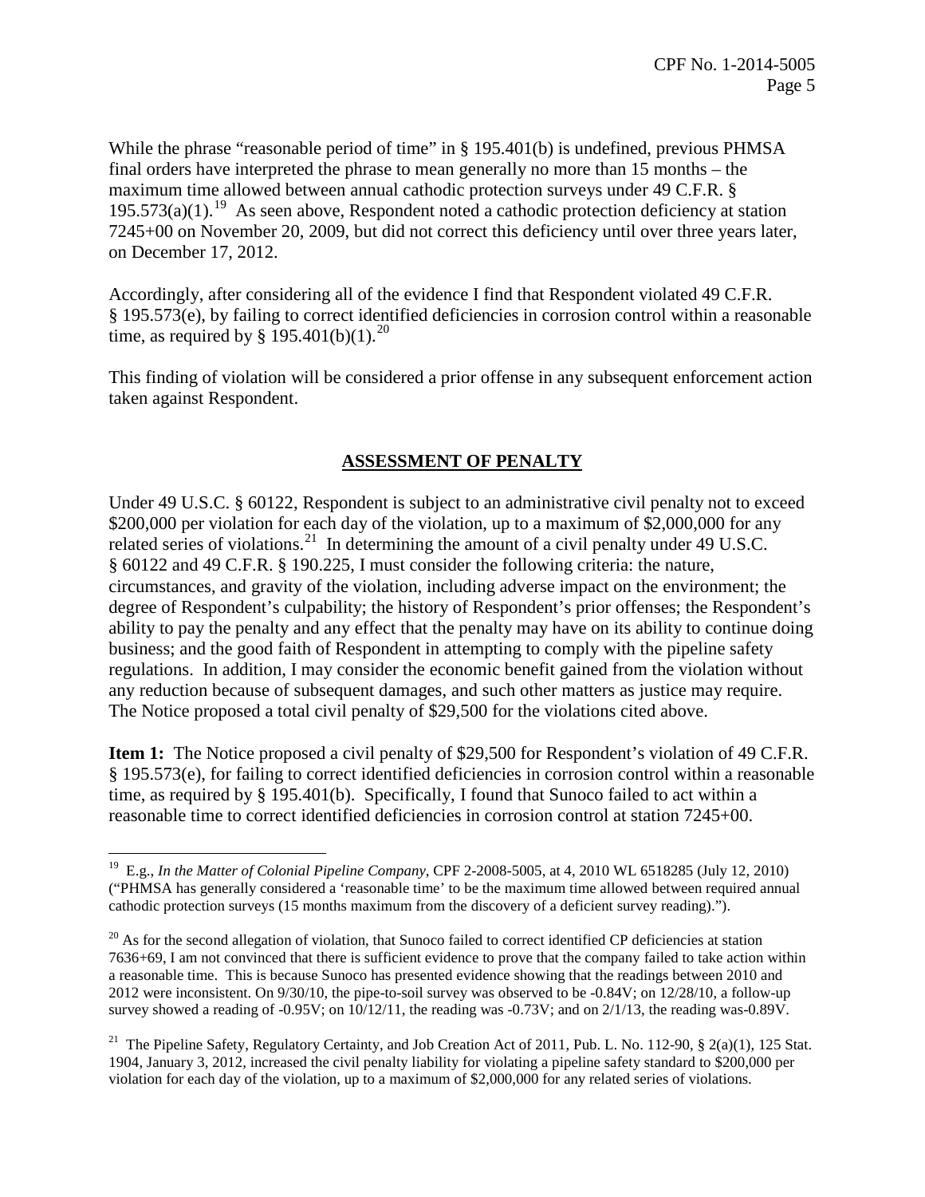While the phrase "reasonable period of time" in § 195.401(b) is undefined, previous PHMSA final orders have interpreted the phrase to mean generally no more than 15 months – the maximum time allowed between annual cathodic protection surveys under 49 C.F.R. § 195.573(a)(1).[19] As seen above, Respondent noted a cathodic protection deficiency at station 7245+00 on November 20, 2009, but did not correct this deficiency until over three years later, on December 17, 2012.

Accordingly, after considering all of the evidence I find that Respondent violated 49 C.F.R. § 195.573(e), by failing to correct identified deficiencies in corrosion control within a reasonable time, as required by § 195.401(b)(1).[20]

This finding of violation will be considered a prior offense in any subsequent enforcement action taken against Respondent.

## ASSESSMENT OF PENALTY

Under 49 U.S.C. § 60122, Respondent is subject to an administrative civil penalty not to exceed $200,000 per violation for each day of the violation, up to a maximum of $2,000,000 for any related series of violations.[21] In determining the amount of a civil penalty under 49 U.S.C. § 60122 and 49 C.F.R. § 190.225, I must consider the following criteria: the nature, circumstances, and gravity of the violation, including adverse impact on the environment; the degree of Respondent's culpability; the history of Respondent's prior offenses; the Respondent's ability to pay the penalty and any effect that the penalty may have on its ability to continue doing business; and the good faith of Respondent in attempting to comply with the pipeline safety regulations. In addition, I may consider the economic benefit gained from the violation without any reduction because of subsequent damages, and such other matters as justice may require. The Notice proposed a total civil penalty of $29,500 for the violations cited above.

**Item 1:** The Notice proposed a civil penalty of $29,500 for Respondent's violation of 49 C.F.R. § 195.573(e), for failing to correct identified deficiencies in corrosion control within a reasonable time, as required by § 195.401(b). Specifically, I found that Sunoco failed to act within a reasonable time to correct identified deficiencies in corrosion control at station 7245+00.

---

[19] E.g., *In the Matter of Colonial Pipeline Company*, CPF 2-2008-5005, at 4, 2010 WL 6518285 (July 12, 2010) ("PHMSA has generally considered a 'reasonable time' to be the maximum time allowed between required annual cathodic protection surveys (15 months maximum from the discovery of a deficient survey reading).").

[20] As for the second allegation of violation, that Sunoco failed to correct identified CP deficiencies at station 7636+69, I am not convinced that there is sufficient evidence to prove that the company failed to take action within a reasonable time. This is because Sunoco has presented evidence showing that the readings between 2010 and 2012 were inconsistent. On 9/30/10, the pipe-to-soil survey was observed to be -0.84V; on 12/28/10, a follow-up survey showed a reading of -0.95V; on 10/12/11, the reading was -0.73V; and on 2/1/13, the reading was-0.89V.

[21] The Pipeline Safety, Regulatory Certainty, and Job Creation Act of 2011, Pub. L. No. 112-90, § 2(a)(1), 125 Stat. 1904, January 3, 2012, increased the civil penalty liability for violating a pipeline safety standard to $200,000 per violation for each day of the violation, up to a maximum of $2,000,000 for any related series of violations.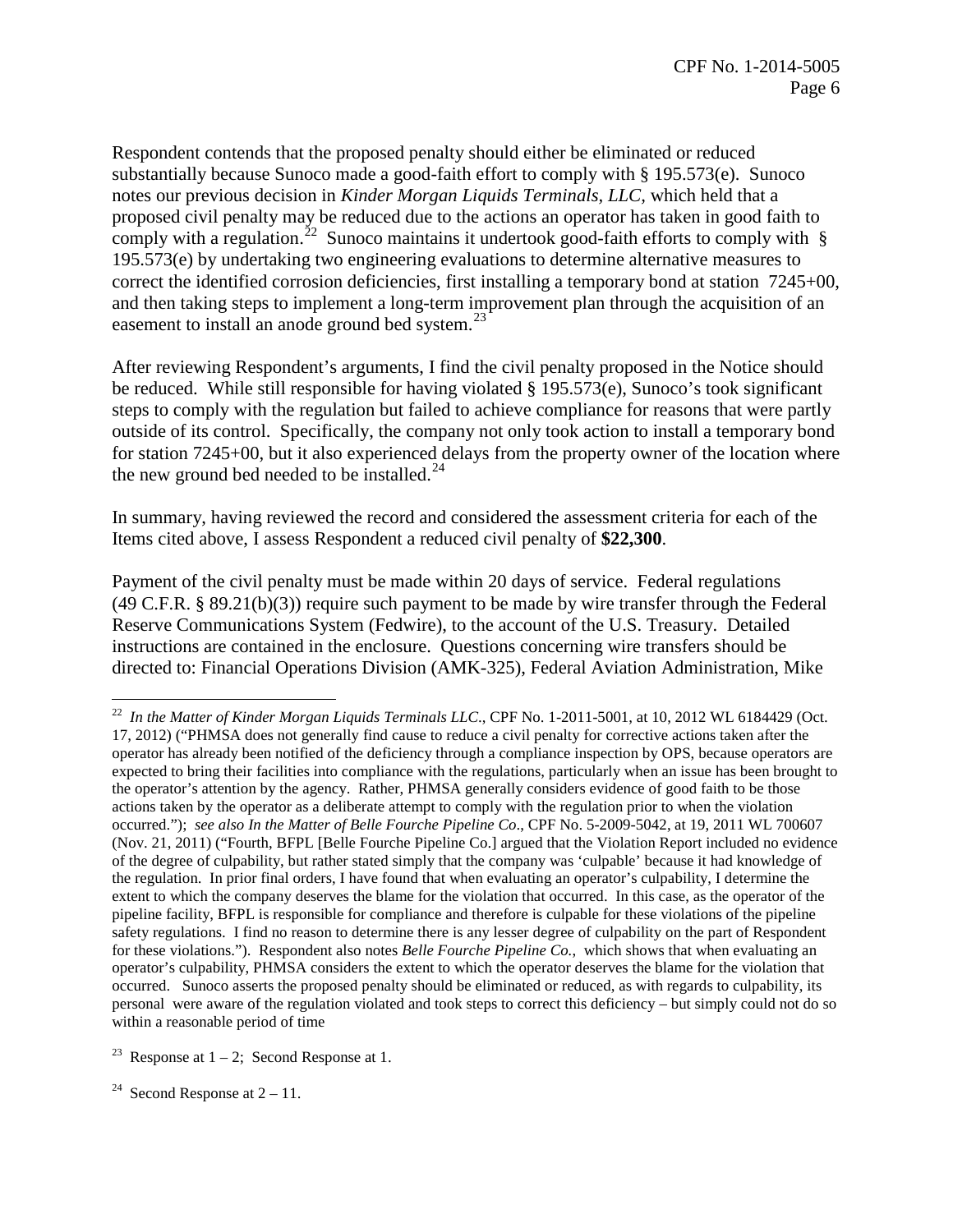Respondent contends that the proposed penalty should either be eliminated or reduced substantially because Sunoco made a good-faith effort to comply with § 195.573(e). Sunoco notes our previous decision in *Kinder Morgan Liquids Terminals, LLC*, which held that a proposed civil penalty may be reduced due to the actions an operator has taken in good faith to comply with a regulation.[22] Sunoco maintains it undertook good-faith efforts to comply with § 195.573(e) by undertaking two engineering evaluations to determine alternative measures to correct the identified corrosion deficiencies, first installing a temporary bond at station 7245+00, and then taking steps to implement a long-term improvement plan through the acquisition of an easement to install an anode ground bed system.[23]

After reviewing Respondent's arguments, I find the civil penalty proposed in the Notice should be reduced. While still responsible for having violated § 195.573(e), Sunoco's took significant steps to comply with the regulation but failed to achieve compliance for reasons that were partly outside of its control. Specifically, the company not only took action to install a temporary bond for station 7245+00, but it also experienced delays from the property owner of the location where the new ground bed needed to be installed.[24]

In summary, having reviewed the record and considered the assessment criteria for each of the Items cited above, I assess Respondent a reduced civil penalty of **$22,300**.

Payment of the civil penalty must be made within 20 days of service. Federal regulations (49 C.F.R. § 89.21(b)(3)) require such payment to be made by wire transfer through the Federal Reserve Communications System (Fedwire), to the account of the U.S. Treasury. Detailed instructions are contained in the enclosure. Questions concerning wire transfers should be directed to: Financial Operations Division (AMK-325), Federal Aviation Administration, Mike

---

[22] *In the Matter of Kinder Morgan Liquids Terminals LLC.*, CPF No. 1-2011-5001, at 10, 2012 WL 6184429 (Oct. 17, 2012) ("PHMSA does not generally find cause to reduce a civil penalty for corrective actions taken after the operator has already been notified of the deficiency through a compliance inspection by OPS, because operators are expected to bring their facilities into compliance with the regulations, particularly when an issue has been brought to the operator's attention by the agency. Rather, PHMSA generally considers evidence of good faith to be those actions taken by the operator as a deliberate attempt to comply with the regulation prior to when the violation occurred."); *see also In the Matter of Belle Fourche Pipeline Co*., CPF No. 5-2009-5042, at 19, 2011 WL 700607 (Nov. 21, 2011) ("Fourth, BFPL [Belle Fourche Pipeline Co.] argued that the Violation Report included no evidence of the degree of culpability, but rather stated simply that the company was 'culpable' because it had knowledge of the regulation. In prior final orders, I have found that when evaluating an operator's culpability, I determine the extent to which the company deserves the blame for the violation that occurred. In this case, as the operator of the pipeline facility, BFPL is responsible for compliance and therefore is culpable for these violations of the pipeline safety regulations. I find no reason to determine there is any lesser degree of culpability on the part of Respondent for these violations."). Respondent also notes *Belle Fourche Pipeline Co.*, which shows that when evaluating an operator's culpability, PHMSA considers the extent to which the operator deserves the blame for the violation that occurred. Sunoco asserts the proposed penalty should be eliminated or reduced, as with regards to culpability, its personal were aware of the regulation violated and took steps to correct this deficiency – but simply could not do so within a reasonable period of time

[23] Response at 1 – 2; Second Response at 1.

[24] Second Response at 2 – 11.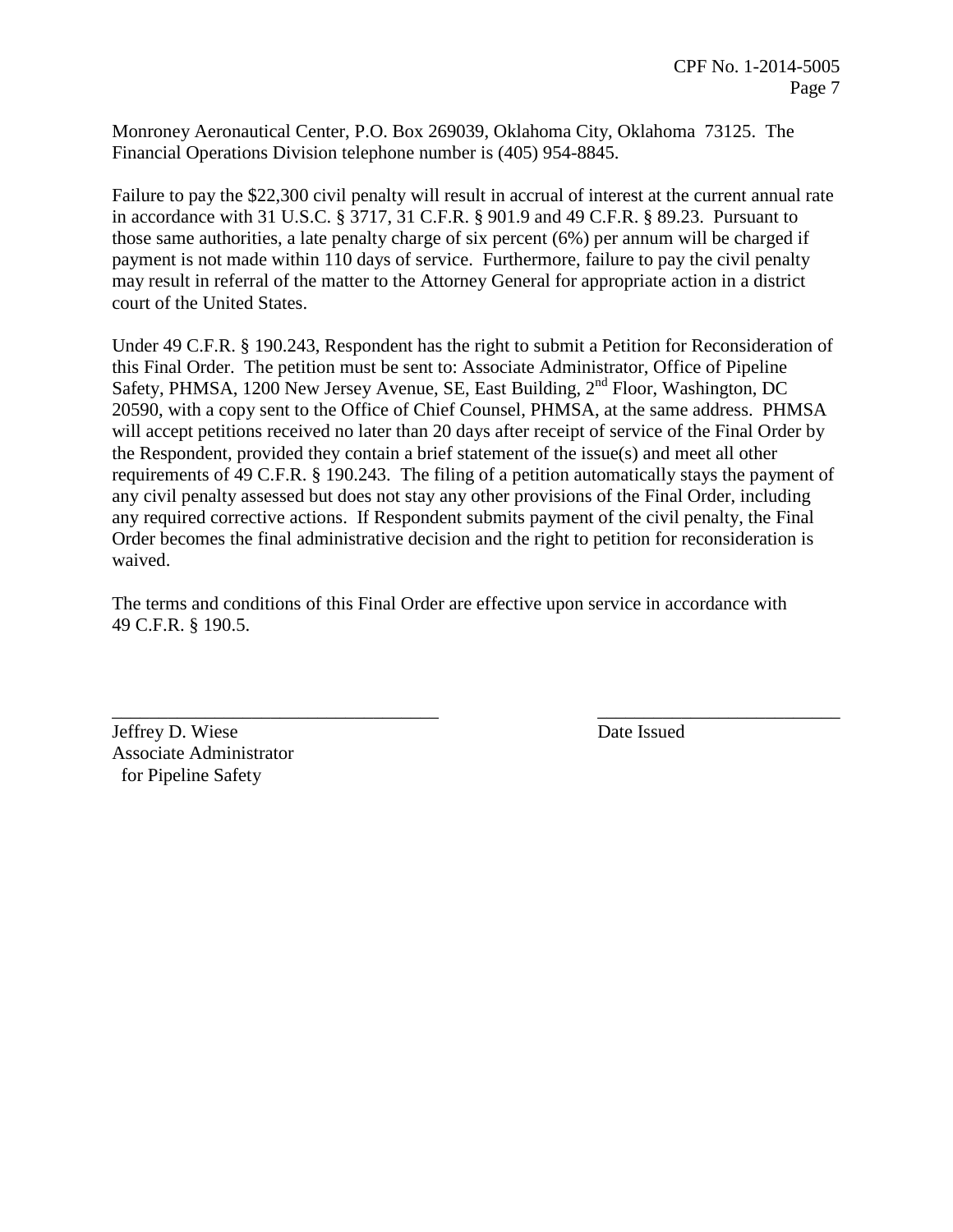Monroney Aeronautical Center, P.O. Box 269039, Oklahoma City, Oklahoma 73125. The Financial Operations Division telephone number is (405) 954-8845.

Failure to pay the $22,300 civil penalty will result in accrual of interest at the current annual rate in accordance with 31 U.S.C. § 3717, 31 C.F.R. § 901.9 and 49 C.F.R. § 89.23. Pursuant to those same authorities, a late penalty charge of six percent (6%) per annum will be charged if payment is not made within 110 days of service. Furthermore, failure to pay the civil penalty may result in referral of the matter to the Attorney General for appropriate action in a district court of the United States.

Under 49 C.F.R. § 190.243, Respondent has the right to submit a Petition for Reconsideration of this Final Order. The petition must be sent to: Associate Administrator, Office of Pipeline Safety, PHMSA, 1200 New Jersey Avenue, SE, East Building, 2nd Floor, Washington, DC 20590, with a copy sent to the Office of Chief Counsel, PHMSA, at the same address. PHMSA will accept petitions received no later than 20 days after receipt of service of the Final Order by the Respondent, provided they contain a brief statement of the issue(s) and meet all other requirements of 49 C.F.R. § 190.243. The filing of a petition automatically stays the payment of any civil penalty assessed but does not stay any other provisions of the Final Order, including any required corrective actions. If Respondent submits payment of the civil penalty, the Final Order becomes the final administrative decision and the right to petition for reconsideration is waived.

The terms and conditions of this Final Order are effective upon service in accordance with 49 C.F.R. § 190.5.

\_\_\_\_\_\_\_\_\_\_\_\_\_\_\_\_\_\_\_\_\_\_\_\_\_\_\_\_\_\_\_\_\_\_\_\_

Jeffrey D. Wiese
Associate Administrator
for Pipeline Safety

\_\_\_\_\_\_\_\_\_\_\_\_\_\_\_\_\_\_\_\_\_\_\_\_\_\_\_

Date Issued